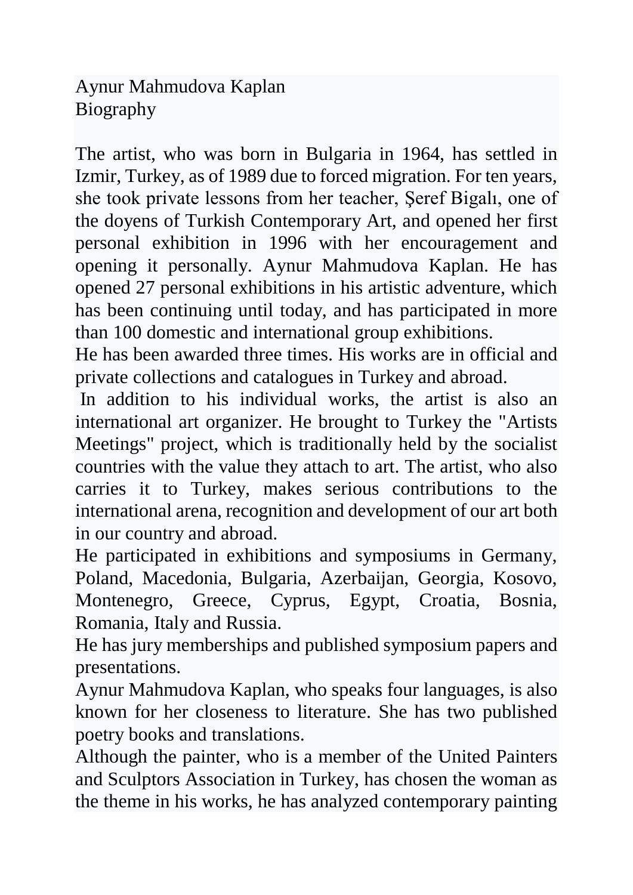Aynur Mahmudova Kaplan
Biography

The artist, who was born in Bulgaria in 1964, has settled in Izmir, Turkey, as of 1989 due to forced migration. For ten years, she took private lessons from her teacher, Şeref Bigalı, one of the doyens of Turkish Contemporary Art, and opened her first personal exhibition in 1996 with her encouragement and opening it personally. Aynur Mahmudova Kaplan. He has opened 27 personal exhibitions in his artistic adventure, which has been continuing until today, and has participated in more than 100 domestic and international group exhibitions.
He has been awarded three times. His works are in official and private collections and catalogues in Turkey and abroad.
In addition to his individual works, the artist is also an international art organizer. He brought to Turkey the "Artists Meetings" project, which is traditionally held by the socialist countries with the value they attach to art. The artist, who also carries it to Turkey, makes serious contributions to the international arena, recognition and development of our art both in our country and abroad.
He participated in exhibitions and symposiums in Germany, Poland, Macedonia, Bulgaria, Azerbaijan, Georgia, Kosovo, Montenegro, Greece, Cyprus, Egypt, Croatia, Bosnia, Romania, Italy and Russia.
He has jury memberships and published symposium papers and presentations.
Aynur Mahmudova Kaplan, who speaks four languages, is also known for her closeness to literature. She has two published poetry books and translations.
Although the painter, who is a member of the United Painters and Sculptors Association in Turkey, has chosen the woman as the theme in his works, he has analyzed contemporary painting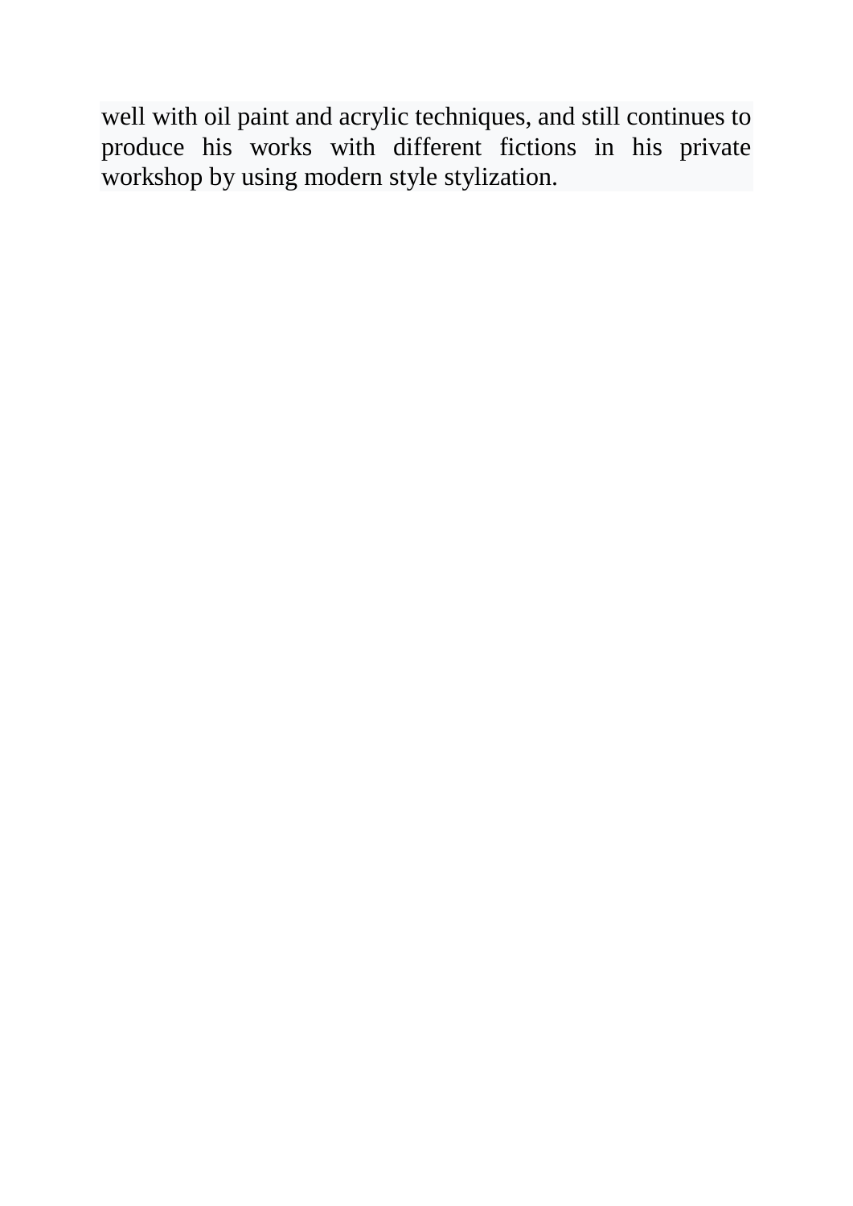well with oil paint and acrylic techniques, and still continues to produce his works with different fictions in his private workshop by using modern style stylization.